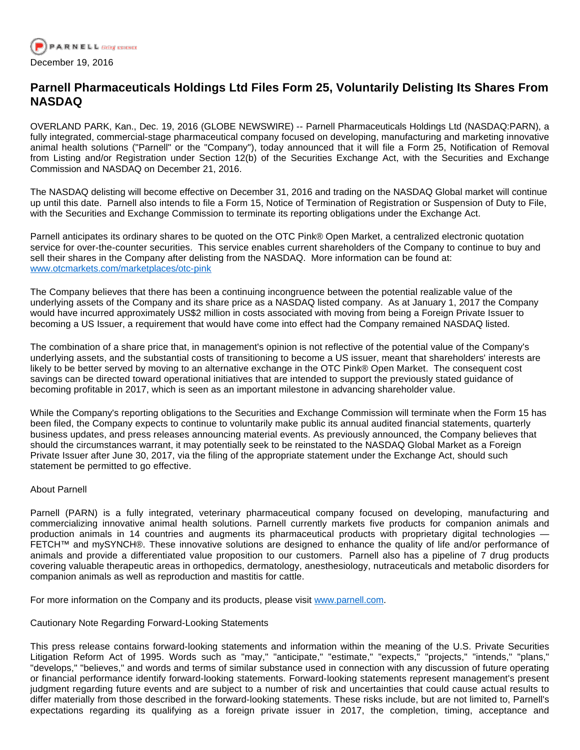December 19, 2016

# Parnell Pharmaceuticals Holdings Ltd Files Form 25, Voluntarily Delisting Its Shares From NASDAQ

OVERLAND PARK, Kan., Dec. 19, 2016 (GLOBE NEWSWIRE) -- Parnell Pharmaceuticals Holdings Ltd (NASDAQ:PARN), a fully integrated, commercial-stage pharmaceutical company focused on developing, manufacturing and marketing innovative animal health solutions ("Parnell" or the "Company"), today announced that it will file a Form 25, Notification of Removal from Listing and/or Registration under Section 12(b) of the Securities Exchange Act, with the Securities and Exchange Commission and NASDAQ on December 21, 2016.

The NASDAQ delisting will become effective on December 31, 2016 and trading on the NASDAQ Global market will continue up until this date. Parnell also intends to file a Form 15, Notice of Termination of Registration or Suspension of Duty to File, with the Securities and Exchange Commission to terminate its reporting obligations under the Exchange Act.

Parnell anticipates its ordinary shares to be quoted on the OTC Pink® Open Market, a centralized electronic quotation service for over-the-counter securities. This service enables current shareholders of the Company to continue to buy and sell their shares in the Company after delisting from the NASDAQ. More information can be found at: www.otcmarkets.com/marketplaces/otc-pink

The Company believes that there has been a continuing incongruence between the potential realizable value of the underlying assets of the Company and its share price as a NASDAQ listed company. As at January 1, 2017 the Company would have incurred approximately US$2 million in costs associated with moving from being a Foreign Private Issuer to becoming a US Issuer, a requirement that would have come into effect had the Company remained NASDAQ listed.

The combination of a share price that, in management's opinion is not reflective of the potential value of the Company's underlying assets, and the substantial costs of transitioning to become a US issuer, meant that shareholders' interests are likely to be better served by moving to an alternative exchange in the OTC Pink® Open Market. The consequent cost savings can be directed toward operational initiatives that are intended to support the previously stated guidance of becoming profitable in 2017, which is seen as an important milestone in advancing shareholder value.

While the Company's reporting obligations to the Securities and Exchange Commission will terminate when the Form 15 has been filed, the Company expects to continue to voluntarily make public its annual audited financial statements, quarterly business updates, and press releases announcing material events. As previously announced, the Company believes that should the circumstances warrant, it may potentially seek to be reinstated to the NASDAQ Global Market as a Foreign Private Issuer after June 30, 2017, via the filing of the appropriate statement under the Exchange Act, should such statement be permitted to go effective.

About Parnell

Parnell (PARN) is a fully integrated, veterinary pharmaceutical company focused on developing, manufacturing and commercializing innovative animal health solutions. Parnell currently markets five products for companion animals and production animals in 14 countries and augments its pharmaceutical products with proprietary digital technologies — FETCH™ and mySYNCH®. These innovative solutions are designed to enhance the quality of life and/or performance of animals and provide a differentiated value proposition to our customers. Parnell also has a pipeline of 7 drug products covering valuable therapeutic areas in orthopedics, dermatology, anesthesiology, nutraceuticals and metabolic disorders for companion animals as well as reproduction and mastitis for cattle.

For more information on the Company and its products, please visit www.parnell.com.

Cautionary Note Regarding Forward-Looking Statements

This press release contains forward-looking statements and information within the meaning of the U.S. Private Securities Litigation Reform Act of 1995. Words such as "may," "anticipate," "estimate," "expects," "projects," "intends," "plans," "develops," "believes," and words and terms of similar substance used in connection with any discussion of future operating or financial performance identify forward-looking statements. Forward-looking statements represent management's present judgment regarding future events and are subject to a number of risk and uncertainties that could cause actual results to differ materially from those described in the forward-looking statements. These risks include, but are not limited to, Parnell's expectations regarding its qualifying as a foreign private issuer in 2017, the completion, timing, acceptance and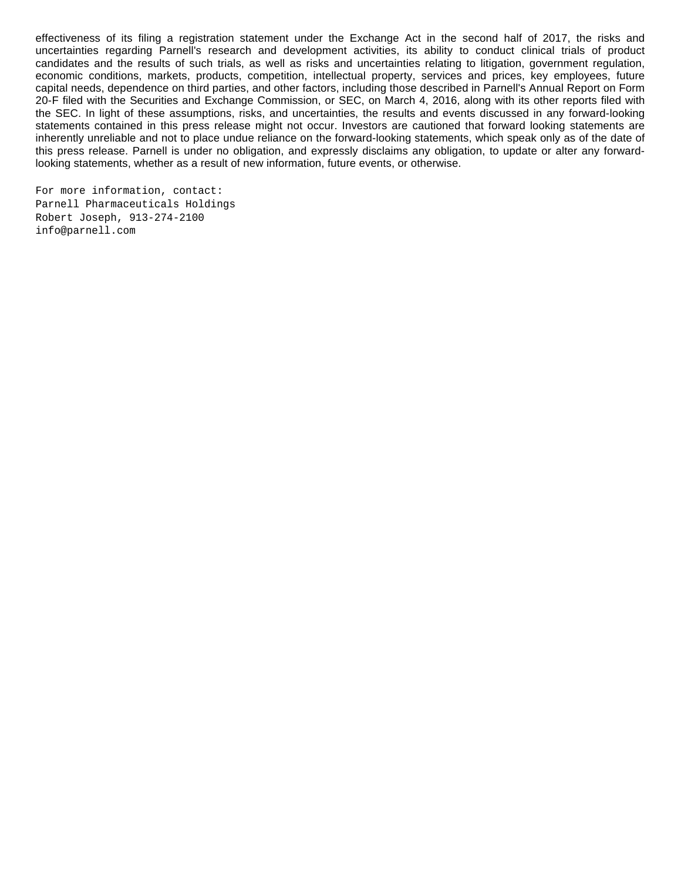effectiveness of its filing a registration statement under the Exchange Act in the second half of 2017, the risks and uncertainties regarding Parnell's research and development activities, its ability to conduct clinical trials of product candidates and the results of such trials, as well as risks and uncertainties relating to litigation, government regulation, economic conditions, markets, products, competition, intellectual property, services and prices, key employees, future capital needs, dependence on third parties, and other factors, including those described in Parnell's Annual Report on Form 20-F filed with the Securities and Exchange Commission, or SEC, on March 4, 2016, along with its other reports filed with the SEC. In light of these assumptions, risks, and uncertainties, the results and events discussed in any forward-looking statements contained in this press release might not occur. Investors are cautioned that forward looking statements are inherently unreliable and not to place undue reliance on the forward-looking statements, which speak only as of the date of this press release. Parnell is under no obligation, and expressly disclaims any obligation, to update or alter any forward-looking statements, whether as a result of new information, future events, or otherwise.

For more information, contact:
Parnell Pharmaceuticals Holdings
Robert Joseph, 913-274-2100
info@parnell.com